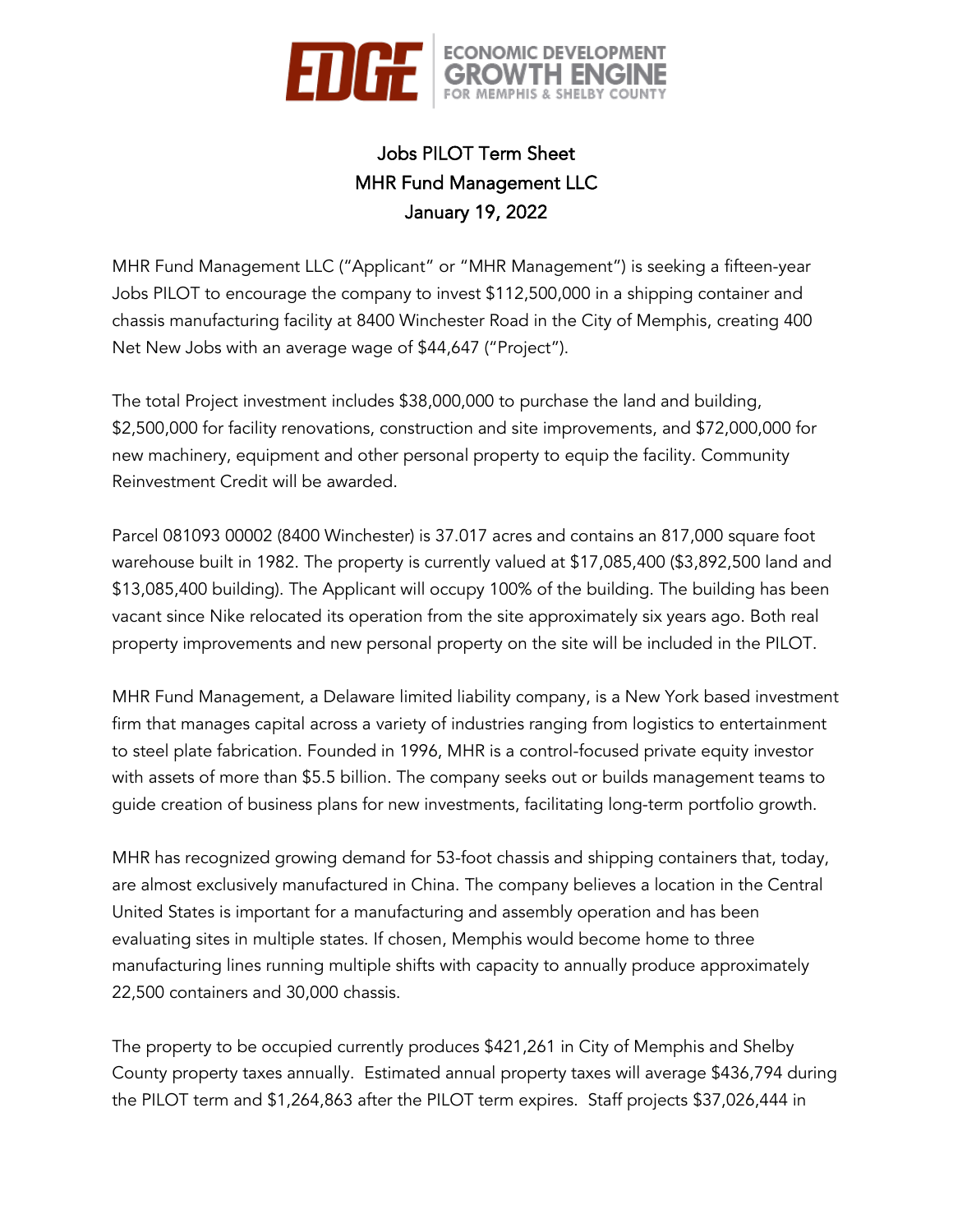EDGE ECONOMIC DEVELOPMENT GROWTH ENGINE FOR MEMPHIS & SHELBY COUNTY

# Jobs PILOT Term Sheet
# MHR Fund Management LLC
# January 19, 2022

MHR Fund Management LLC ("Applicant" or "MHR Management") is seeking a fifteen-year Jobs PILOT to encourage the company to invest $112,500,000 in a shipping container and chassis manufacturing facility at 8400 Winchester Road in the City of Memphis, creating 400 Net New Jobs with an average wage of $44,647 ("Project").

The total Project investment includes $38,000,000 to purchase the land and building, $2,500,000 for facility renovations, construction and site improvements, and $72,000,000 for new machinery, equipment and other personal property to equip the facility. Community Reinvestment Credit will be awarded.

Parcel 081093 00002 (8400 Winchester) is 37.017 acres and contains an 817,000 square foot warehouse built in 1982. The property is currently valued at $17,085,400 ($3,892,500 land and $13,085,400 building). The Applicant will occupy 100% of the building. The building has been vacant since Nike relocated its operation from the site approximately six years ago. Both real property improvements and new personal property on the site will be included in the PILOT.

MHR Fund Management, a Delaware limited liability company, is a New York based investment firm that manages capital across a variety of industries ranging from logistics to entertainment to steel plate fabrication. Founded in 1996, MHR is a control-focused private equity investor with assets of more than $5.5 billion. The company seeks out or builds management teams to guide creation of business plans for new investments, facilitating long-term portfolio growth.

MHR has recognized growing demand for 53-foot chassis and shipping containers that, today, are almost exclusively manufactured in China. The company believes a location in the Central United States is important for a manufacturing and assembly operation and has been evaluating sites in multiple states. If chosen, Memphis would become home to three manufacturing lines running multiple shifts with capacity to annually produce approximately 22,500 containers and 30,000 chassis.

The property to be occupied currently produces $421,261 in City of Memphis and Shelby County property taxes annually. Estimated annual property taxes will average $436,794 during the PILOT term and $1,264,863 after the PILOT term expires. Staff projects $37,026,444 in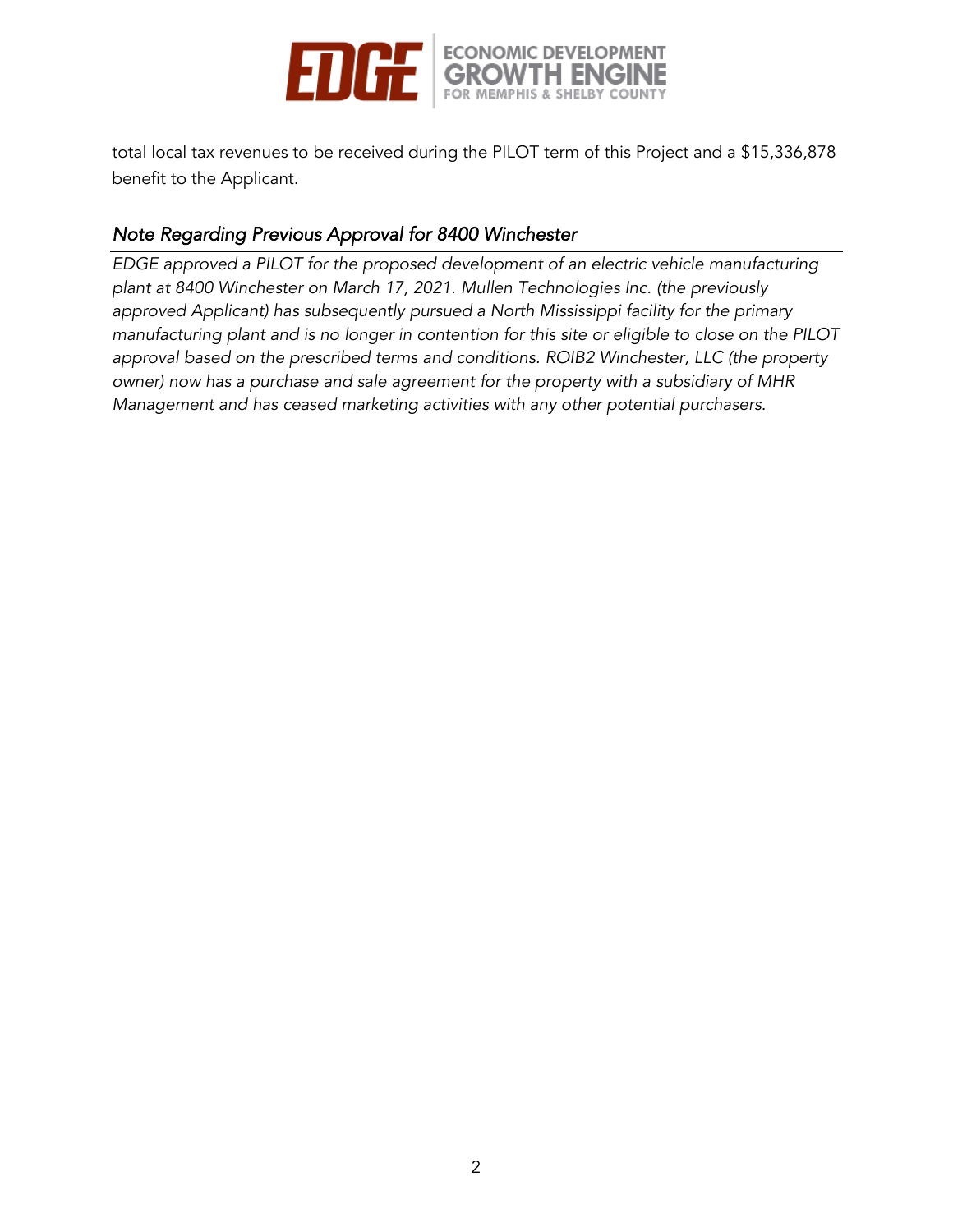total local tax revenues to be received during the PILOT term of this Project and a $15,336,878 benefit to the Applicant.

### *Note Regarding Previous Approval for 8400 Winchester*

*EDGE approved a PILOT for the proposed development of an electric vehicle manufacturing plant at 8400 Winchester on March 17, 2021. Mullen Technologies Inc. (the previously approved Applicant) has subsequently pursued a North Mississippi facility for the primary manufacturing plant and is no longer in contention for this site or eligible to close on the PILOT approval based on the prescribed terms and conditions. ROIB2 Winchester, LLC (the property owner) now has a purchase and sale agreement for the property with a subsidiary of MHR Management and has ceased marketing activities with any other potential purchasers.*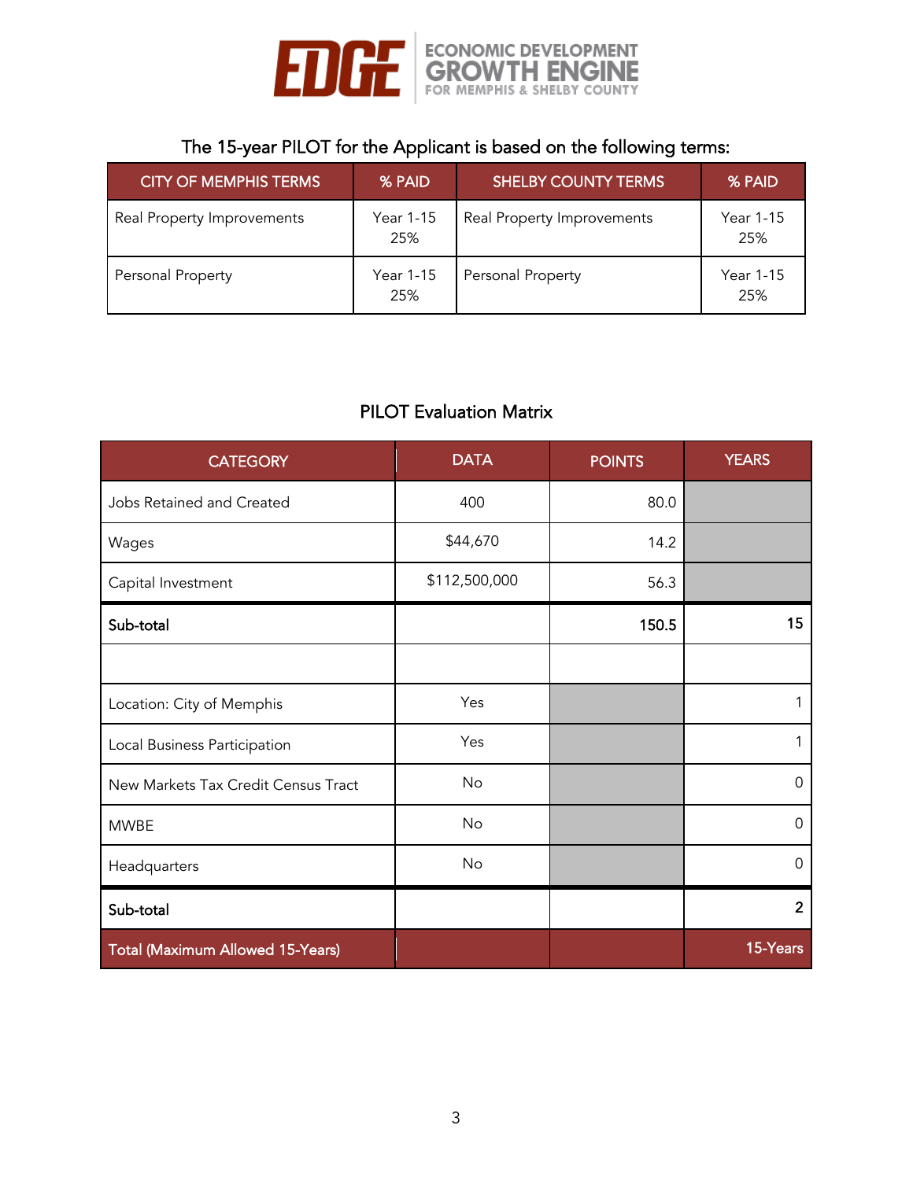The 15-year PILOT for the Applicant is based on the following terms:

| CITY OF MEMPHIS TERMS | % PAID | SHELBY COUNTY TERMS | % PAID |
|---|---|---|---|
| Real Property Improvements | Year 1-15 25% | Real Property Improvements | Year 1-15 25% |
| Personal Property | Year 1-15 25% | Personal Property | Year 1-15 25% |

PILOT Evaluation Matrix

| CATEGORY | DATA | POINTS | YEARS |
|---|---|---|---|
| Jobs Retained and Created | 400 | 80.0 | |
| Wages | $44,670 | 14.2 | |
| Capital Investment | $112,500,000 | 56.3 | |
| **Sub-total** | | **150.5** | **15** |
| | | | |
| Location: City of Memphis | Yes | | 1 |
| Local Business Participation | Yes | | 1 |
| New Markets Tax Credit Census Tract | No | | 0 |
| MWBE | No | | 0 |
| Headquarters | No | | 0 |
| **Sub-total** | | | **2** |
| **Total (Maximum Allowed 15-Years)** | | | **15-Years** |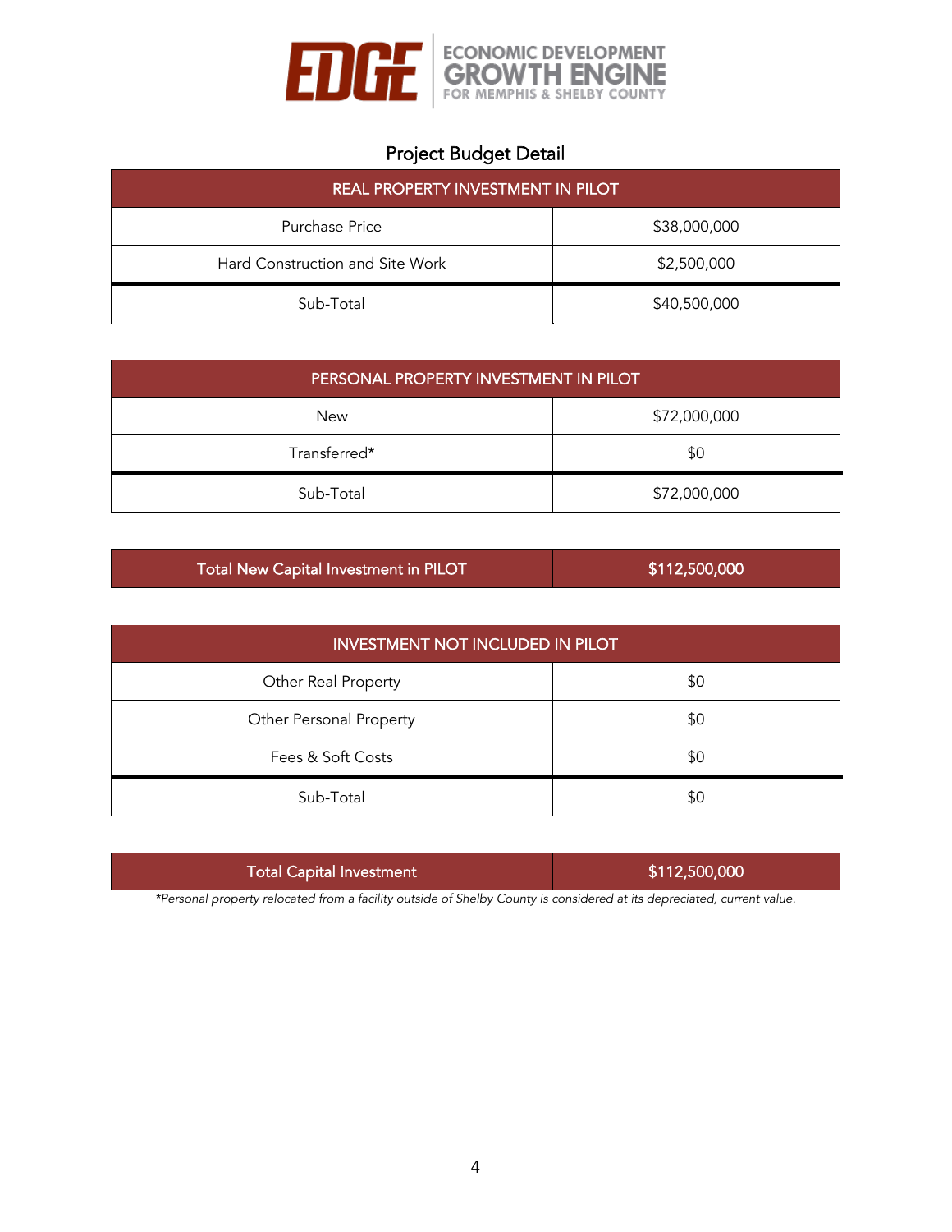## Project Budget Detail

| REAL PROPERTY INVESTMENT IN PILOT | |
|---|---|
| Purchase Price | $38,000,000 |
| Hard Construction and Site Work | $2,500,000 |
| Sub-Total | $40,500,000 |

| PERSONAL PROPERTY INVESTMENT IN PILOT | |
|---|---|
| New | $72,000,000 |
| Transferred* | $0 |
| Sub-Total | $72,000,000 |

| Total New Capital Investment in PILOT | $112,500,000 |
|---|---|

| INVESTMENT NOT INCLUDED IN PILOT | |
|---|---|
| Other Real Property | $0 |
| Other Personal Property | $0 |
| Fees & Soft Costs | $0 |
| Sub-Total | $0 |

| Total Capital Investment | $112,500,000 |
|---|---|

*Personal property relocated from a facility outside of Shelby County is considered at its depreciated, current value.*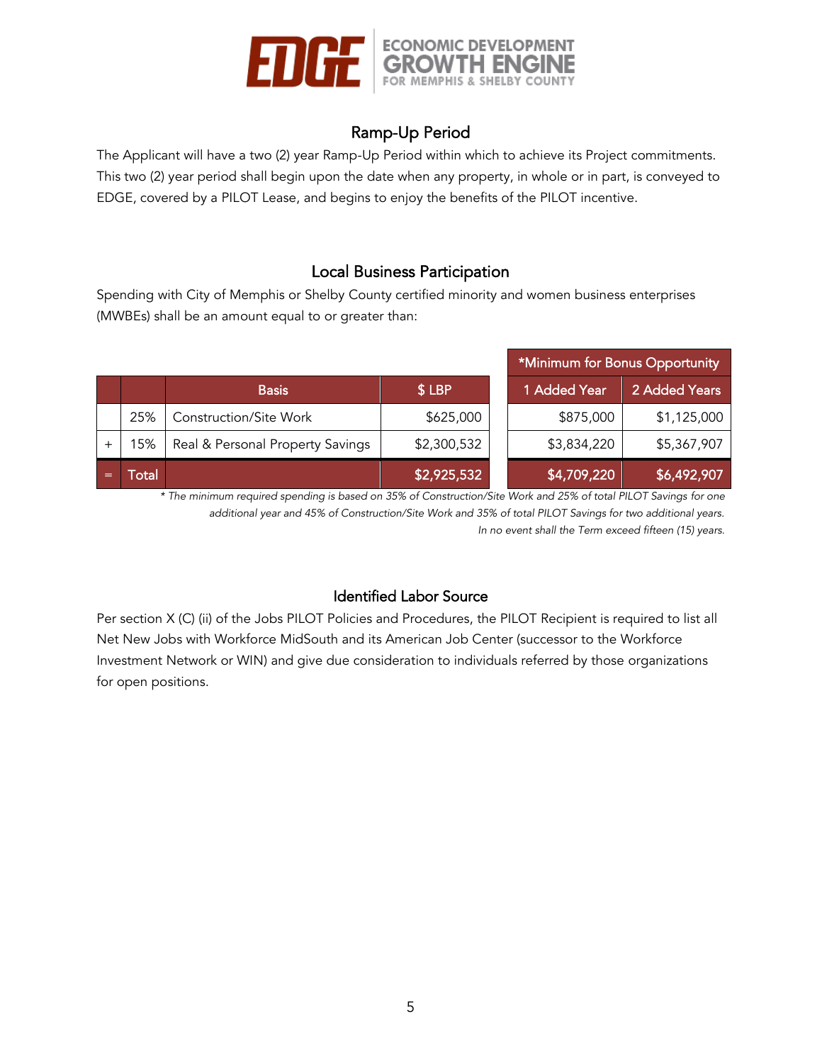## Ramp-Up Period

The Applicant will have a two (2) year Ramp-Up Period within which to achieve its Project commitments. This two (2) year period shall begin upon the date when any property, in whole or in part, is conveyed to EDGE, covered by a PILOT Lease, and begins to enjoy the benefits of the PILOT incentive.

## Local Business Participation

Spending with City of Memphis or Shelby County certified minority and women business enterprises (MWBEs) shall be an amount equal to or greater than:

| | | | | *Minimum for Bonus Opportunity | |
|---|---|---|---|---|---|
| | | Basis | $ LBP | 1 Added Year | 2 Added Years |
| | 25% | Construction/Site Work | $625,000 | $875,000 | $1,125,000 |
| + | 15% | Real & Personal Property Savings | $2,300,532 | $3,834,220 | $5,367,907 |
| = | Total | | $2,925,532 | $4,709,220 | $6,492,907 |

*\* The minimum required spending is based on 35% of Construction/Site Work and 25% of total PILOT Savings for one additional year and 45% of Construction/Site Work and 35% of total PILOT Savings for two additional years. In no event shall the Term exceed fifteen (15) years.*

## Identified Labor Source

Per section X (C) (ii) of the Jobs PILOT Policies and Procedures, the PILOT Recipient is required to list all Net New Jobs with Workforce MidSouth and its American Job Center (successor to the Workforce Investment Network or WIN) and give due consideration to individuals referred by those organizations for open positions.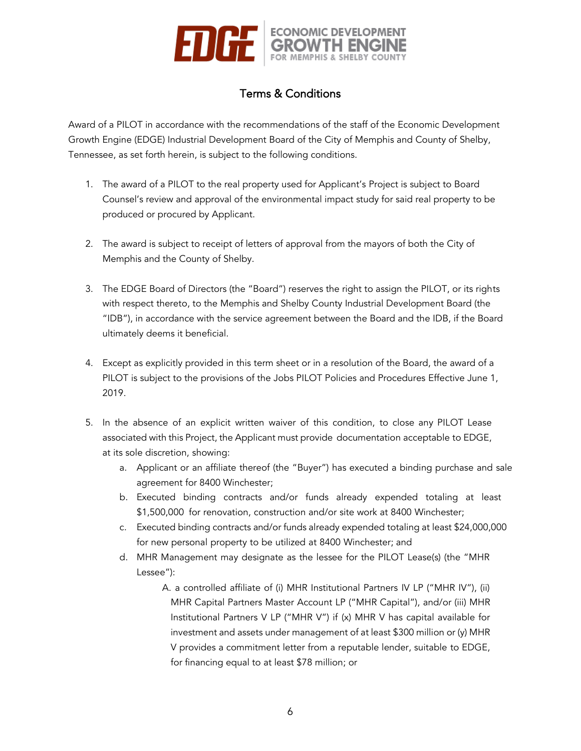## Terms & Conditions

Award of a PILOT in accordance with the recommendations of the staff of the Economic Development Growth Engine (EDGE) Industrial Development Board of the City of Memphis and County of Shelby, Tennessee, as set forth herein, is subject to the following conditions.

1. The award of a PILOT to the real property used for Applicant's Project is subject to Board Counsel's review and approval of the environmental impact study for said real property to be produced or procured by Applicant.

2. The award is subject to receipt of letters of approval from the mayors of both the City of Memphis and the County of Shelby.

3. The EDGE Board of Directors (the "Board") reserves the right to assign the PILOT, or its rights with respect thereto, to the Memphis and Shelby County Industrial Development Board (the "IDB"), in accordance with the service agreement between the Board and the IDB, if the Board ultimately deems it beneficial.

4. Except as explicitly provided in this term sheet or in a resolution of the Board, the award of a PILOT is subject to the provisions of the Jobs PILOT Policies and Procedures Effective June 1, 2019.

5. In the absence of an explicit written waiver of this condition, to close any PILOT Lease associated with this Project, the Applicant must provide documentation acceptable to EDGE, at its sole discretion, showing:
   a. Applicant or an affiliate thereof (the "Buyer") has executed a binding purchase and sale agreement for 8400 Winchester;
   b. Executed binding contracts and/or funds already expended totaling at least $1,500,000 for renovation, construction and/or site work at 8400 Winchester;
   c. Executed binding contracts and/or funds already expended totaling at least $24,000,000 for new personal property to be utilized at 8400 Winchester; and
   d. MHR Management may designate as the lessee for the PILOT Lease(s) (the "MHR Lessee"):
      A. a controlled affiliate of (i) MHR Institutional Partners IV LP ("MHR IV"), (ii) MHR Capital Partners Master Account LP ("MHR Capital"), and/or (iii) MHR Institutional Partners V LP ("MHR V") if (x) MHR V has capital available for investment and assets under management of at least $300 million or (y) MHR V provides a commitment letter from a reputable lender, suitable to EDGE, for financing equal to at least $78 million; or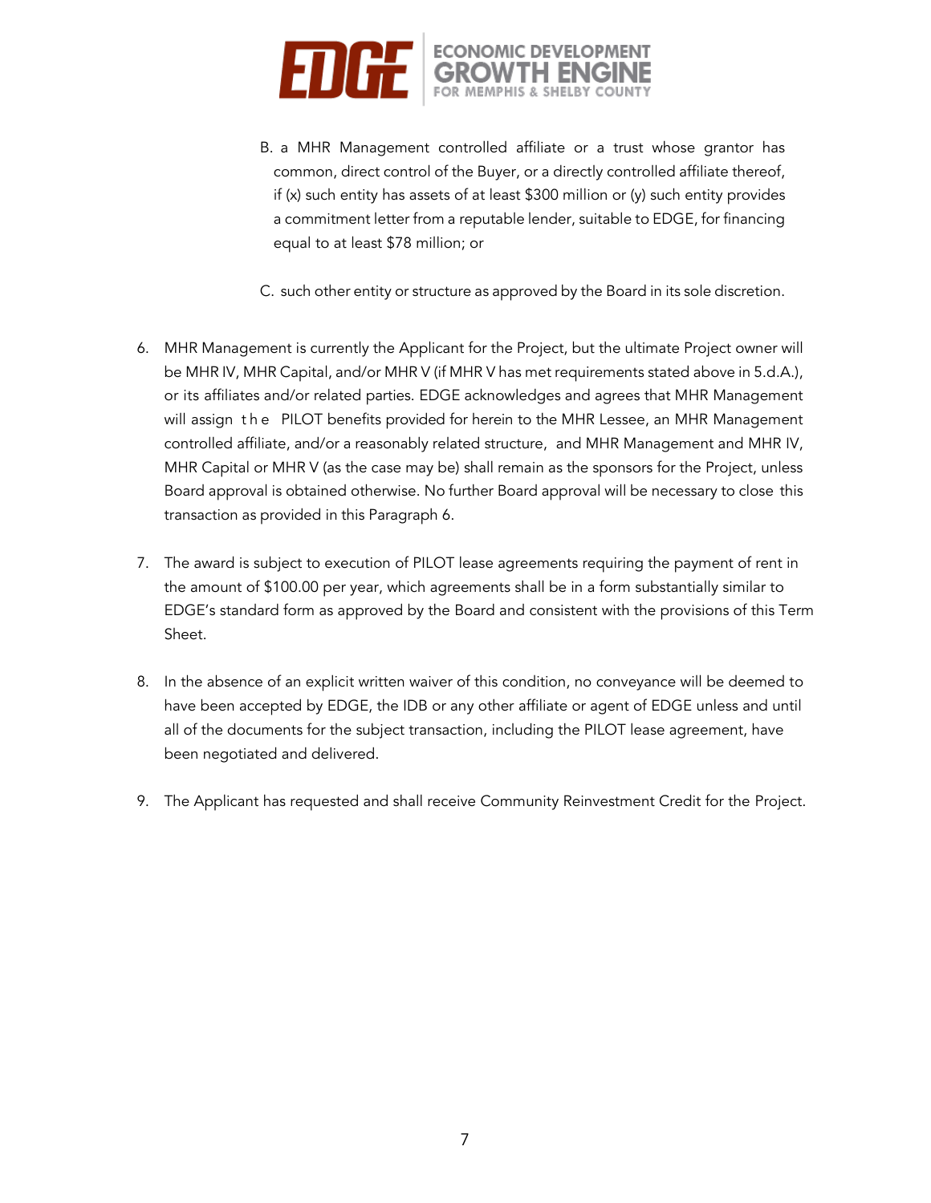B. a MHR Management controlled affiliate or a trust whose grantor has common, direct control of the Buyer, or a directly controlled affiliate thereof, if (x) such entity has assets of at least $300 million or (y) such entity provides a commitment letter from a reputable lender, suitable to EDGE, for financing equal to at least $78 million; or

C. such other entity or structure as approved by the Board in its sole discretion.

6. MHR Management is currently the Applicant for the Project, but the ultimate Project owner will be MHR IV, MHR Capital, and/or MHR V (if MHR V has met requirements stated above in 5.d.A.), or its affiliates and/or related parties. EDGE acknowledges and agrees that MHR Management will assign the PILOT benefits provided for herein to the MHR Lessee, an MHR Management controlled affiliate, and/or a reasonably related structure, and MHR Management and MHR IV, MHR Capital or MHR V (as the case may be) shall remain as the sponsors for the Project, unless Board approval is obtained otherwise. No further Board approval will be necessary to close this transaction as provided in this Paragraph 6.

7. The award is subject to execution of PILOT lease agreements requiring the payment of rent in the amount of $100.00 per year, which agreements shall be in a form substantially similar to EDGE's standard form as approved by the Board and consistent with the provisions of this Term Sheet.

8. In the absence of an explicit written waiver of this condition, no conveyance will be deemed to have been accepted by EDGE, the IDB or any other affiliate or agent of EDGE unless and until all of the documents for the subject transaction, including the PILOT lease agreement, have been negotiated and delivered.

9. The Applicant has requested and shall receive Community Reinvestment Credit for the Project.